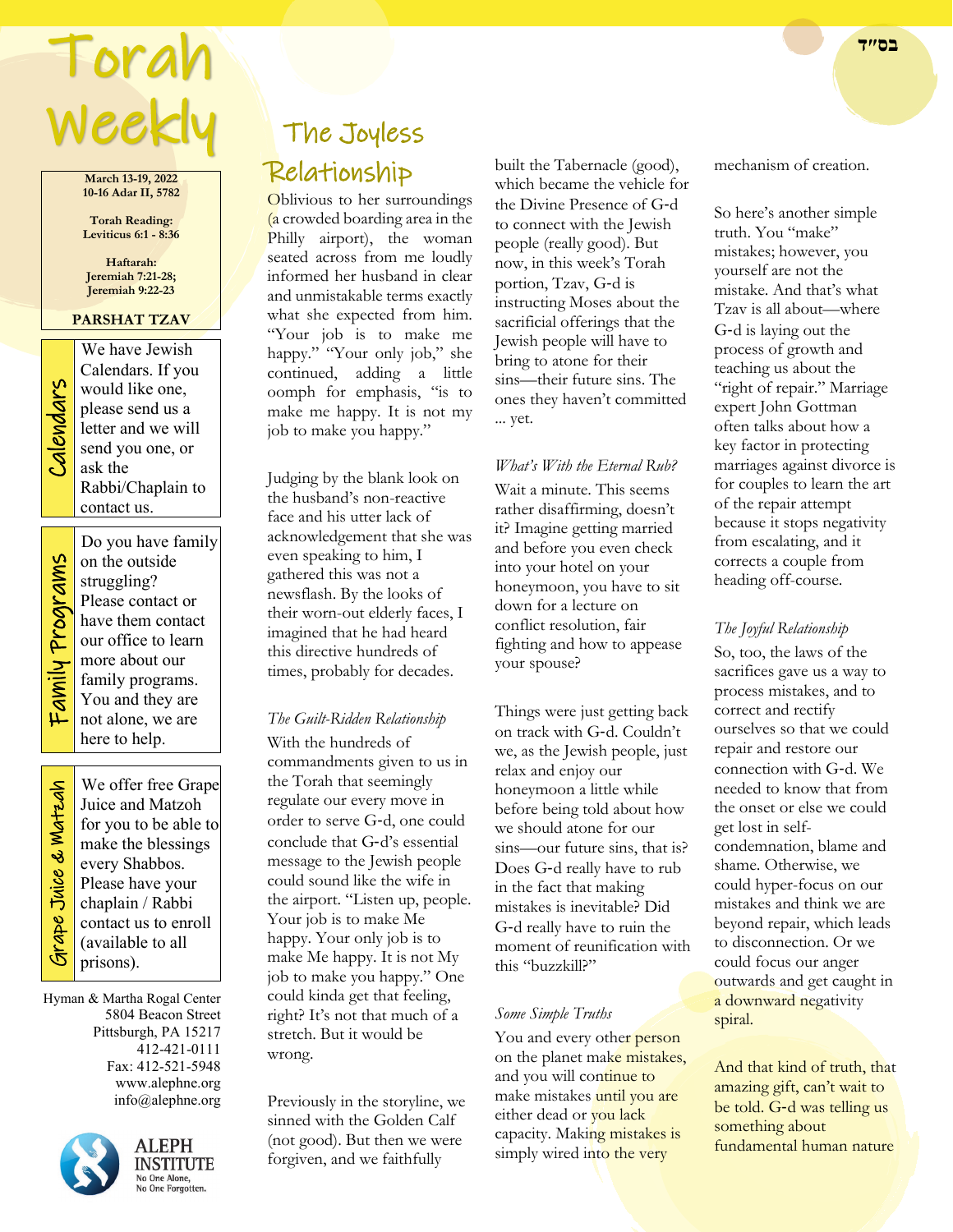בס"ד

# Torah Weekly

**March 13-19, 2022**
**10-16 Adar II, 5782**

**Torah Reading:**
**Leviticus 6:1 - 8:36**

**Haftarah:**
**Jeremiah 7:21-28;**
**Jeremiah 9:22-23**

**PARSHAT TZAV**

**Calendars**

We have Jewish Calendars. If you would like one, please send us a letter and we will send you one, or ask the Rabbi/Chaplain to contact us.

**Family Programs**

Do you have family on the outside struggling? Please contact or have them contact our office to learn more about our family programs. You and they are not alone, we are here to help.

**Grape Juice & Matzah**

We offer free Grape Juice and Matzoh for you to be able to make the blessings every Shabbos. Please have your chaplain / Rabbi contact us to enroll (available to all prisons).

Hyman & Martha Rogal Center
5804 Beacon Street
Pittsburgh, PA 15217
412-421-0111
Fax: 412-521-5948
www.alephne.org
info@alephne.org

ALEPH INSTITUTE
No One Alone,
No One Forgotten.

## The Joyless Relationship

Oblivious to her surroundings (a crowded boarding area in the Philly airport), the woman seated across from me loudly informed her husband in clear and unmistakable terms exactly what she expected from him. "Your job is to make me happy." "Your only job," she continued, adding a little oomph for emphasis, "is to make me happy. It is not my job to make you happy."

Judging by the blank look on the husband's non-reactive face and his utter lack of acknowledgement that she was even speaking to him, I gathered this was not a newsflash. By the looks of their worn-out elderly faces, I imagined that he had heard this directive hundreds of times, probably for decades.

*The Guilt-Ridden Relationship*

With the hundreds of commandments given to us in the Torah that seemingly regulate our every move in order to serve G-d, one could conclude that G-d's essential message to the Jewish people could sound like the wife in the airport. "Listen up, people. Your job is to make Me happy. Your only job is to make Me happy. It is not My job to make you happy." One could kinda get that feeling, right? It's not that much of a stretch. But it would be wrong.

Previously in the storyline, we sinned with the Golden Calf (not good). But then we were forgiven, and we faithfully built the Tabernacle (good), which became the vehicle for the Divine Presence of G-d to connect with the Jewish people (really good). But now, in this week's Torah portion, Tzav, G-d is instructing Moses about the sacrificial offerings that the Jewish people will have to bring to atone for their sins—their future sins. The ones they haven't committed ... yet.

*What's With the Eternal Rub?*

Wait a minute. This seems rather disaffirming, doesn't it? Imagine getting married and before you even check into your hotel on your honeymoon, you have to sit down for a lecture on conflict resolution, fair fighting and how to appease your spouse?

Things were just getting back on track with G-d. Couldn't we, as the Jewish people, just relax and enjoy our honeymoon a little while before being told about how we should atone for our sins—our future sins, that is? Does G-d really have to rub in the fact that making mistakes is inevitable? Did G-d really have to ruin the moment of reunification with this "buzzkill?"

*Some Simple Truths*

You and every other person on the planet make mistakes, and you will continue to make mistakes until you are either dead or you lack capacity. Making mistakes is simply wired into the very mechanism of creation.

So here's another simple truth. You "make" mistakes; however, you yourself are not the mistake. And that's what Tzav is all about—where G-d is laying out the process of growth and teaching us about the "right of repair." Marriage expert John Gottman often talks about how a key factor in protecting marriages against divorce is for couples to learn the art of the repair attempt because it stops negativity from escalating, and it corrects a couple from heading off-course.

*The Joyful Relationship*

So, too, the laws of the sacrifices gave us a way to process mistakes, and to correct and rectify ourselves so that we could repair and restore our connection with G-d. We needed to know that from the onset or else we could get lost in self-condemnation, blame and shame. Otherwise, we could hyper-focus on our mistakes and think we are beyond repair, which leads to disconnection. Or we could focus our anger outwards and get caught in a downward negativity spiral.

And that kind of truth, that amazing gift, can't wait to be told. G-d was telling us something about fundamental human nature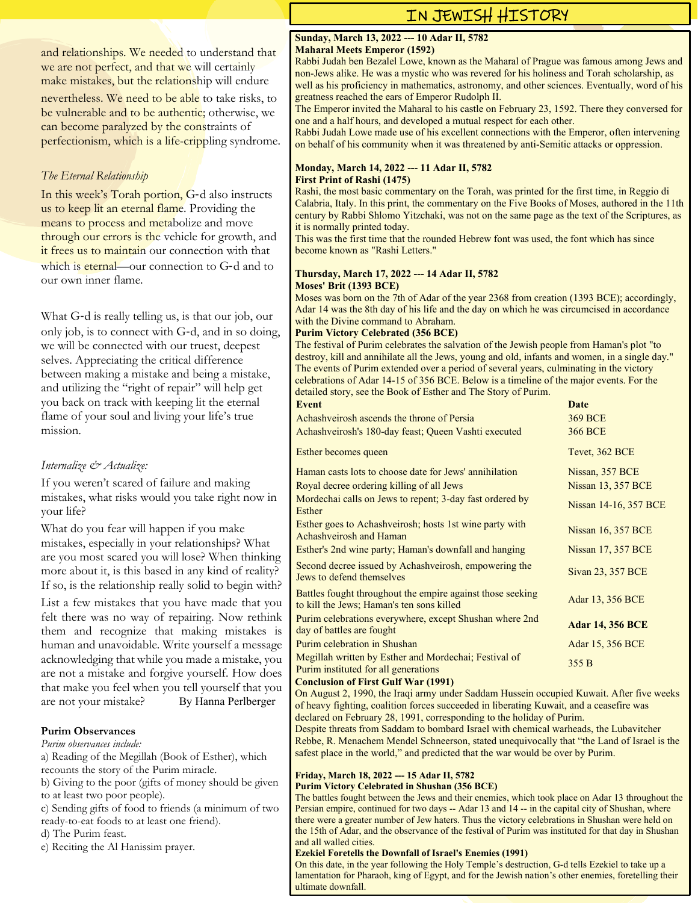and relationships. We needed to understand that we are not perfect, and that we will certainly make mistakes, but the relationship will endure nevertheless. We need to be able to take risks, to be vulnerable and to be authentic; otherwise, we can become paralyzed by the constraints of perfectionism, which is a life-crippling syndrome.

*The Eternal Relationship*

In this week's Torah portion, G-d also instructs us to keep lit an eternal flame. Providing the means to process and metabolize and move through our errors is the vehicle for growth, and it frees us to maintain our connection with that which is eternal—our connection to G-d and to our own inner flame.

What G-d is really telling us, is that our job, our only job, is to connect with G-d, and in so doing, we will be connected with our truest, deepest selves. Appreciating the critical difference between making a mistake and being a mistake, and utilizing the "right of repair" will help get you back on track with keeping lit the eternal flame of your soul and living your life's true mission.

*Internalize & Actualize:*

If you weren't scared of failure and making mistakes, what risks would you take right now in your life?

What do you fear will happen if you make mistakes, especially in your relationships? What are you most scared you will lose? When thinking more about it, is this based in any kind of reality? If so, is the relationship really solid to begin with?

List a few mistakes that you have made that you felt there was no way of repairing. Now rethink them and recognize that making mistakes is human and unavoidable. Write yourself a message acknowledging that while you made a mistake, you are not a mistake and forgive yourself. How does that make you feel when you tell yourself that you are not your mistake? By Hanna Perlberger

**Purim Observances**

*Purim observances include:*

a) Reading of the Megillah (Book of Esther), which recounts the story of the Purim miracle.
b) Giving to the poor (gifts of money should be given to at least two poor people).
c) Sending gifts of food to friends (a minimum of two ready-to-eat foods to at least one friend).
d) The Purim feast.
e) Reciting the Al Hanissim prayer.

# IN JEWISH HISTORY

**Sunday, March 13, 2022 --- 10 Adar II, 5782**
**Maharal Meets Emperor (1592)**

Rabbi Judah ben Bezalel Lowe, known as the Maharal of Prague was famous among Jews and non-Jews alike. He was a mystic who was revered for his holiness and Torah scholarship, as well as his proficiency in mathematics, astronomy, and other sciences. Eventually, word of his greatness reached the ears of Emperor Rudolph II.

The Emperor invited the Maharal to his castle on February 23, 1592. There they conversed for one and a half hours, and developed a mutual respect for each other.

Rabbi Judah Lowe made use of his excellent connections with the Emperor, often intervening on behalf of his community when it was threatened by anti-Semitic attacks or oppression.

**Monday, March 14, 2022 --- 11 Adar II, 5782**
**First Print of Rashi (1475)**

Rashi, the most basic commentary on the Torah, was printed for the first time, in Reggio di Calabria, Italy. In this print, the commentary on the Five Books of Moses, authored in the 11th century by Rabbi Shlomo Yitzchaki, was not on the same page as the text of the Scriptures, as it is normally printed today.

This was the first time that the rounded Hebrew font was used, the font which has since become known as "Rashi Letters."

**Thursday, March 17, 2022 --- 14 Adar II, 5782**
**Moses' Brit (1393 BCE)**

Moses was born on the 7th of Adar of the year 2368 from creation (1393 BCE); accordingly, Adar 14 was the 8th day of his life and the day on which he was circumcised in accordance with the Divine command to Abraham.

**Purim Victory Celebrated (356 BCE)**

The festival of Purim celebrates the salvation of the Jewish people from Haman's plot "to destroy, kill and annihilate all the Jews, young and old, infants and women, in a single day." The events of Purim extended over a period of several years, culminating in the victory celebrations of Adar 14-15 of 356 BCE. Below is a timeline of the major events. For the detailed story, see the Book of Esther and The Story of Purim.

| Event | Date |
|---|---|
| Achashveirosh ascends the throne of Persia | 369 BCE |
| Achashveirosh's 180-day feast; Queen Vashti executed | 366 BCE |
| Esther becomes queen | Tevet, 362 BCE |
| Haman casts lots to choose date for Jews' annihilation | Nissan, 357 BCE |
| Royal decree ordering killing of all Jews | Nissan 13, 357 BCE |
| Mordechai calls on Jews to repent; 3-day fast ordered by Esther | Nissan 14-16, 357 BCE |
| Esther goes to Achashveirosh; hosts 1st wine party with Achashveirosh and Haman | Nissan 16, 357 BCE |
| Esther's 2nd wine party; Haman's downfall and hanging | Nissan 17, 357 BCE |
| Second decree issued by Achashveirosh, empowering the Jews to defend themselves | Sivan 23, 357 BCE |
| Battles fought throughout the empire against those seeking to kill the Jews; Haman's ten sons killed | Adar 13, 356 BCE |
| Purim celebrations everywhere, except Shushan where 2nd day of battles are fought | **Adar 14, 356 BCE** |
| Purim celebration in Shushan | Adar 15, 356 BCE |
| Megillah written by Esther and Mordechai; Festival of Purim instituted for all generations | 355 B |

**Conclusion of First Gulf War (1991)**

On August 2, 1990, the Iraqi army under Saddam Hussein occupied Kuwait. After five weeks of heavy fighting, coalition forces succeeded in liberating Kuwait, and a ceasefire was declared on February 28, 1991, corresponding to the holiday of Purim.

Despite threats from Saddam to bombard Israel with chemical warheads, the Lubavitcher Rebbe, R. Menachem Mendel Schneerson, stated unequivocally that "the Land of Israel is the safest place in the world," and predicted that the war would be over by Purim.

**Friday, March 18, 2022 --- 15 Adar II, 5782**
**Purim Victory Celebrated in Shushan (356 BCE)**

The battles fought between the Jews and their enemies, which took place on Adar 13 throughout the Persian empire, continued for two days -- Adar 13 and 14 -- in the capital city of Shushan, where there were a greater number of Jew haters. Thus the victory celebrations in Shushan were held on the 15th of Adar, and the observance of the festival of Purim was instituted for that day in Shushan and all walled cities.

**Ezekiel Foretells the Downfall of Israel's Enemies (1991)**

On this date, in the year following the Holy Temple's destruction, G-d tells Ezekiel to take up a lamentation for Pharaoh, king of Egypt, and for the Jewish nation's other enemies, foretelling their ultimate downfall.